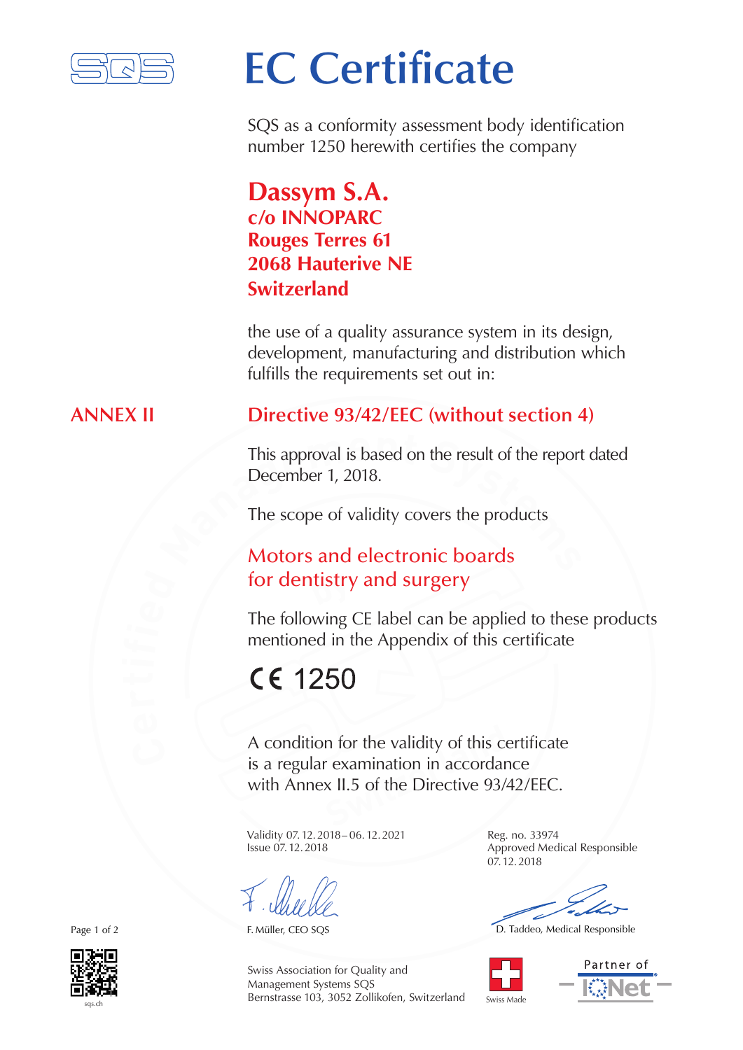# EC Certificate

SQS as a conformity assessment body identification number 1250 herewith certifies the company

**Dassym S.A.**
**c/o INNOPARC**
**Rouges Terres 61**
**2068 Hauterive NE**
**Switzerland**

the use of a quality assurance system in its design, development, manufacturing and distribution which fulfills the requirements set out in:

**ANNEX II**

## Directive 93/42/EEC (without section 4)

This approval is based on the result of the report dated December 1, 2018.

The scope of validity covers the products

Motors and electronic boards
for dentistry and surgery

The following CE label can be applied to these products mentioned in the Appendix of this certificate

CE 1250

A condition for the validity of this certificate is a regular examination in accordance with Annex II.5 of the Directive 93/42/EEC.

Validity 07.12.2018 – 06.12.2021
Issue 07.12.2018

Reg. no. 33974
Approved Medical Responsible
07.12.2018

F. Müller, CEO SQS

D. Taddeo, Medical Responsible

Swiss Association for Quality and Management Systems SQS
Bernstrasse 103, 3052 Zollikofen, Switzerland

Swiss Made

Partner of IQNet

sqs.ch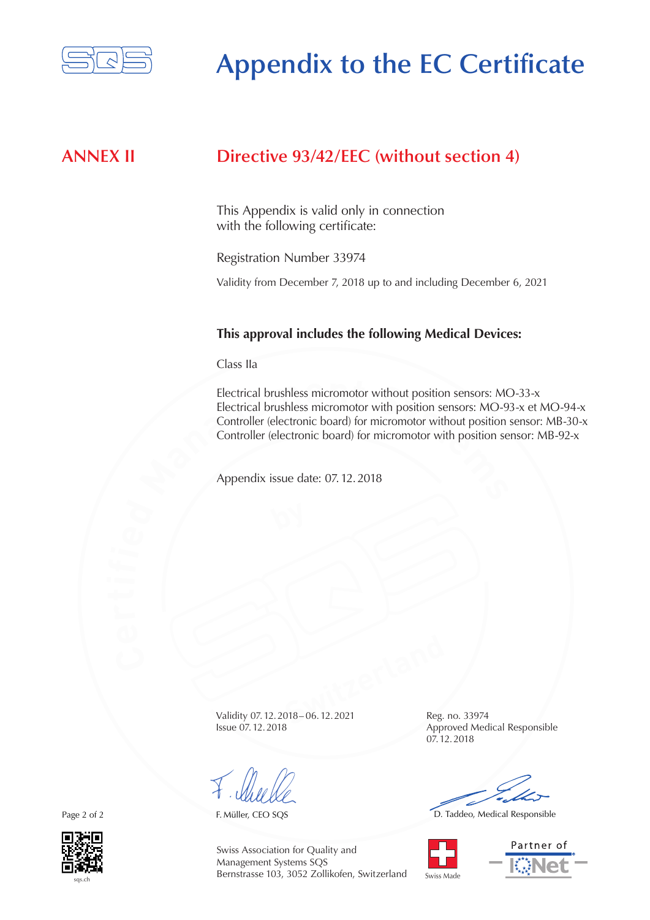# Appendix to the EC Certificate

## ANNEX II

## Directive 93/42/EEC (without section 4)

This Appendix is valid only in connection with the following certificate:

Registration Number 33974

Validity from December 7, 2018 up to and including December 6, 2021

**This approval includes the following Medical Devices:**

Class IIa

Electrical brushless micromotor without position sensors: MO-33-x
Electrical brushless micromotor with position sensors: MO-93-x et MO-94-x
Controller (electronic board) for micromotor without position sensor: MB-30-x
Controller (electronic board) for micromotor with position sensor: MB-92-x

Appendix issue date: 07. 12. 2018

Validity 07. 12. 2018 – 06. 12. 2021
Issue 07. 12. 2018

Reg. no. 33974
Approved Medical Responsible
07. 12. 2018

F. Müller, CEO SQS

D. Taddeo, Medical Responsible

Swiss Association for Quality and Management Systems SQS
Bernstrasse 103, 3052 Zollikofen, Switzerland

Swiss Made

Partner of IQNet

sqs.ch